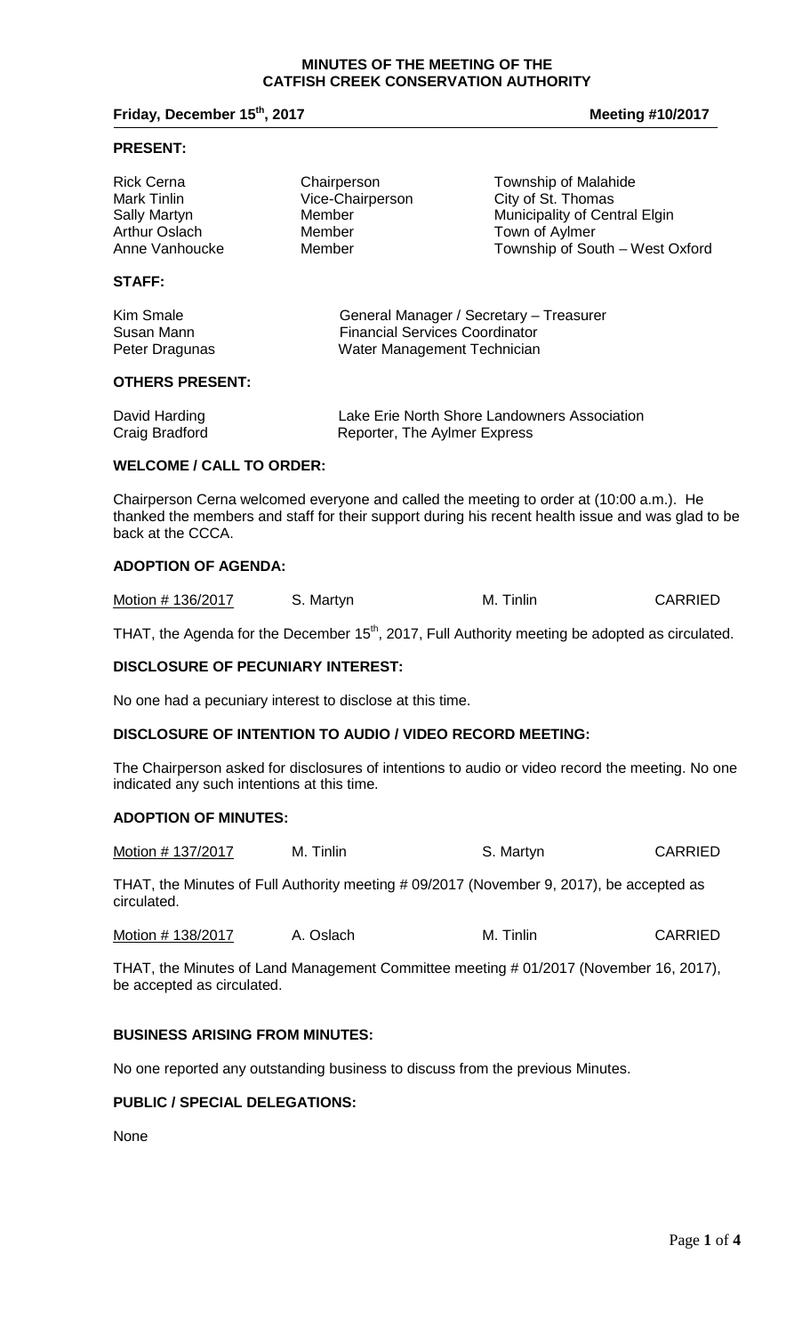# MINUTES OF THE MEETING OF THE CATFISH CREEK CONSERVATION AUTHORITY

**Friday, December 15th, 2017** **Meeting #10/2017**

## PRESENT:

| | | |
|---|---|---|
| Rick Cerna | Chairperson | Township of Malahide |
| Mark Tinlin | Vice-Chairperson | City of St. Thomas |
| Sally Martyn | Member | Municipality of Central Elgin |
| Arthur Oslach | Member | Town of Aylmer |
| Anne Vanhoucke | Member | Township of South – West Oxford |

## STAFF:

| | |
|---|---|
| Kim Smale | General Manager / Secretary – Treasurer |
| Susan Mann | Financial Services Coordinator |
| Peter Dragunas | Water Management Technician |

## OTHERS PRESENT:

| | |
|---|---|
| David Harding | Lake Erie North Shore Landowners Association |
| Craig Bradford | Reporter, The Aylmer Express |

## WELCOME / CALL TO ORDER:

Chairperson Cerna welcomed everyone and called the meeting to order at (10:00 a.m.). He thanked the members and staff for their support during his recent health issue and was glad to be back at the CCCA.

## ADOPTION OF AGENDA:

| | | | |
|---|---|---|---|
| Motion # 136/2017 | S. Martyn | M. Tinlin | CARRIED |

THAT, the Agenda for the December 15th, 2017, Full Authority meeting be adopted as circulated.

## DISCLOSURE OF PECUNIARY INTEREST:

No one had a pecuniary interest to disclose at this time.

## DISCLOSURE OF INTENTION TO AUDIO / VIDEO RECORD MEETING:

The Chairperson asked for disclosures of intentions to audio or video record the meeting. No one indicated any such intentions at this time.

## ADOPTION OF MINUTES:

| | | | |
|---|---|---|---|
| Motion # 137/2017 | M. Tinlin | S. Martyn | CARRIED |

THAT, the Minutes of Full Authority meeting # 09/2017 (November 9, 2017), be accepted as circulated.

| | | | |
|---|---|---|---|
| Motion # 138/2017 | A. Oslach | M. Tinlin | CARRIED |

THAT, the Minutes of Land Management Committee meeting # 01/2017 (November 16, 2017), be accepted as circulated.

## BUSINESS ARISING FROM MINUTES:

No one reported any outstanding business to discuss from the previous Minutes.

## PUBLIC / SPECIAL DELEGATIONS:

None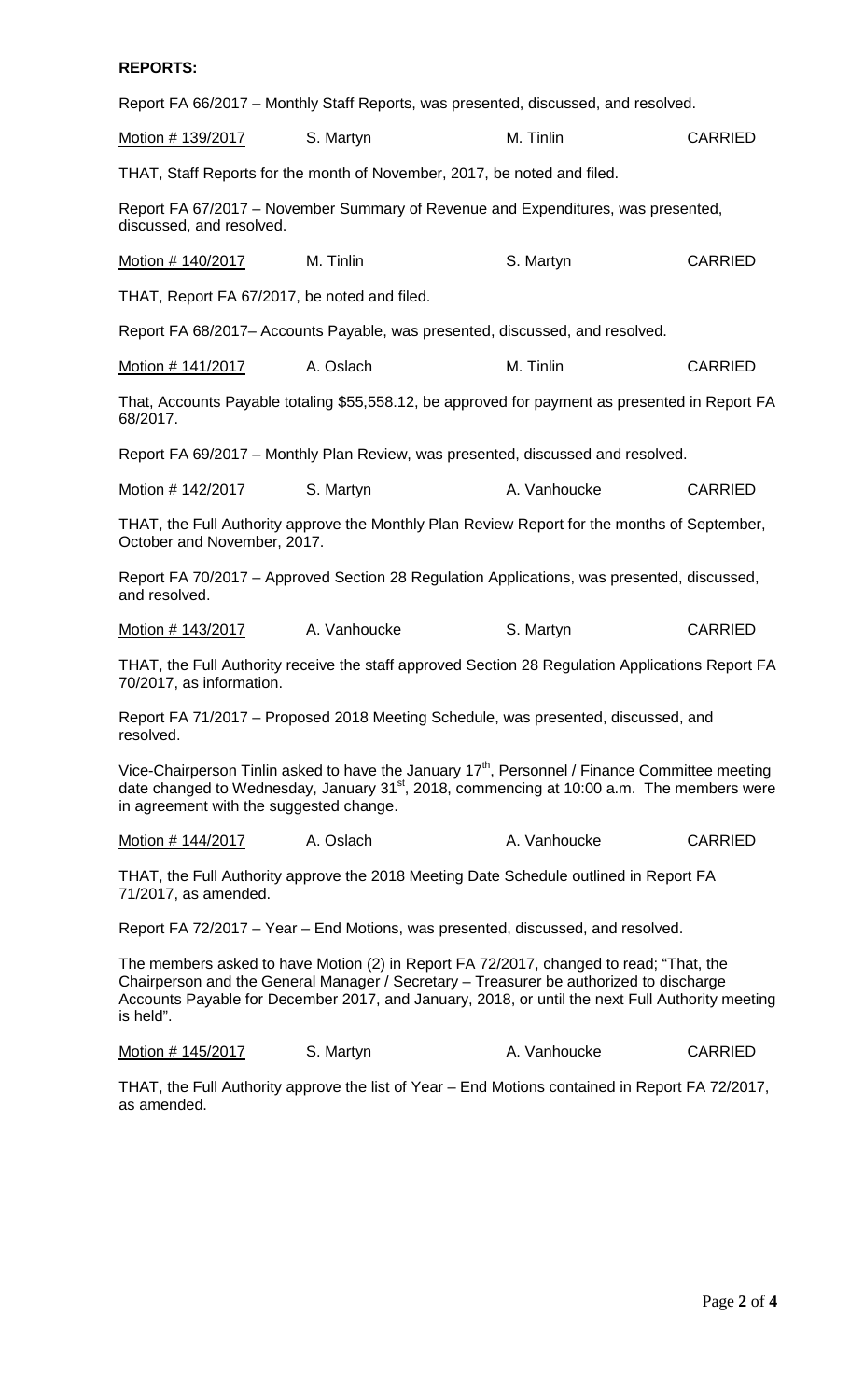**REPORTS:**

Report FA 66/2017 – Monthly Staff Reports, was presented, discussed, and resolved.

| Motion # 139/2017 | S. Martyn | M. Tinlin | CARRIED |
|---|---|---|---|

THAT, Staff Reports for the month of November, 2017, be noted and filed.

Report FA 67/2017 – November Summary of Revenue and Expenditures, was presented, discussed, and resolved.

| Motion # 140/2017 | M. Tinlin | S. Martyn | CARRIED |
|---|---|---|---|

THAT, Report FA 67/2017, be noted and filed.

Report FA 68/2017– Accounts Payable, was presented, discussed, and resolved.

| Motion # 141/2017 | A. Oslach | M. Tinlin | CARRIED |
|---|---|---|---|

That, Accounts Payable totaling $55,558.12, be approved for payment as presented in Report FA 68/2017.

Report FA 69/2017 – Monthly Plan Review, was presented, discussed and resolved.

| Motion # 142/2017 | S. Martyn | A. Vanhoucke | CARRIED |
|---|---|---|---|

THAT, the Full Authority approve the Monthly Plan Review Report for the months of September, October and November, 2017.

Report FA 70/2017 – Approved Section 28 Regulation Applications, was presented, discussed, and resolved.

| Motion # 143/2017 | A. Vanhoucke | S. Martyn | CARRIED |
|---|---|---|---|

THAT, the Full Authority receive the staff approved Section 28 Regulation Applications Report FA 70/2017, as information.

Report FA 71/2017 – Proposed 2018 Meeting Schedule, was presented, discussed, and resolved.

Vice-Chairperson Tinlin asked to have the January 17th, Personnel / Finance Committee meeting date changed to Wednesday, January 31st, 2018, commencing at 10:00 a.m. The members were in agreement with the suggested change.

| Motion # 144/2017 | A. Oslach | A. Vanhoucke | CARRIED |
|---|---|---|---|

THAT, the Full Authority approve the 2018 Meeting Date Schedule outlined in Report FA 71/2017, as amended.

Report FA 72/2017 – Year – End Motions, was presented, discussed, and resolved.

The members asked to have Motion (2) in Report FA 72/2017, changed to read; "That, the Chairperson and the General Manager / Secretary – Treasurer be authorized to discharge Accounts Payable for December 2017, and January, 2018, or until the next Full Authority meeting is held".

| Motion # 145/2017 | S. Martyn | A. Vanhoucke | CARRIED |
|---|---|---|---|

THAT, the Full Authority approve the list of Year – End Motions contained in Report FA 72/2017, as amended.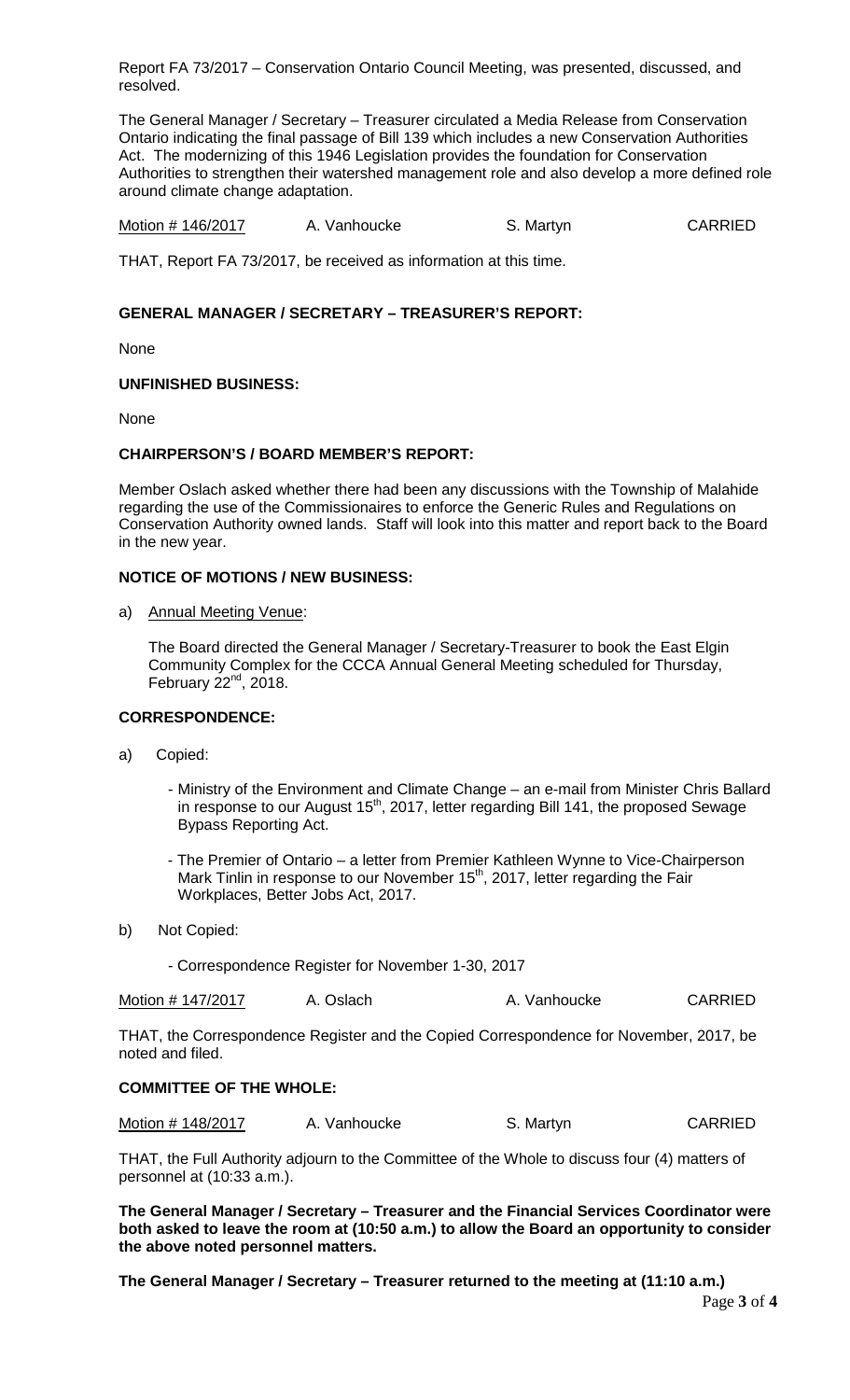Report FA 73/2017 – Conservation Ontario Council Meeting, was presented, discussed, and resolved.

The General Manager / Secretary – Treasurer circulated a Media Release from Conservation Ontario indicating the final passage of Bill 139 which includes a new Conservation Authorities Act. The modernizing of this 1946 Legislation provides the foundation for Conservation Authorities to strengthen their watershed management role and also develop a more defined role around climate change adaptation.

| Motion # 146/2017 | A. Vanhoucke | S. Martyn | CARRIED |
|---|---|---|---|

THAT, Report FA 73/2017, be received as information at this time.

**GENERAL MANAGER / SECRETARY – TREASURER'S REPORT:**

None

**UNFINISHED BUSINESS:**

None

**CHAIRPERSON'S / BOARD MEMBER'S REPORT:**

Member Oslach asked whether there had been any discussions with the Township of Malahide regarding the use of the Commissionaires to enforce the Generic Rules and Regulations on Conservation Authority owned lands. Staff will look into this matter and report back to the Board in the new year.

**NOTICE OF MOTIONS / NEW BUSINESS:**

a) Annual Meeting Venue:

   The Board directed the General Manager / Secretary-Treasurer to book the East Elgin Community Complex for the CCCA Annual General Meeting scheduled for Thursday, February 22nd, 2018.

**CORRESPONDENCE:**

a) Copied:

   - Ministry of the Environment and Climate Change – an e-mail from Minister Chris Ballard in response to our August 15th, 2017, letter regarding Bill 141, the proposed Sewage Bypass Reporting Act.

   - The Premier of Ontario – a letter from Premier Kathleen Wynne to Vice-Chairperson Mark Tinlin in response to our November 15th, 2017, letter regarding the Fair Workplaces, Better Jobs Act, 2017.

b) Not Copied:

   - Correspondence Register for November 1-30, 2017

| Motion # 147/2017 | A. Oslach | A. Vanhoucke | CARRIED |
|---|---|---|---|

THAT, the Correspondence Register and the Copied Correspondence for November, 2017, be noted and filed.

**COMMITTEE OF THE WHOLE:**

| Motion # 148/2017 | A. Vanhoucke | S. Martyn | CARRIED |
|---|---|---|---|

THAT, the Full Authority adjourn to the Committee of the Whole to discuss four (4) matters of personnel at (10:33 a.m.).

**The General Manager / Secretary – Treasurer and the Financial Services Coordinator were both asked to leave the room at (10:50 a.m.) to allow the Board an opportunity to consider the above noted personnel matters.**

**The General Manager / Secretary – Treasurer returned to the meeting at (11:10 a.m.)**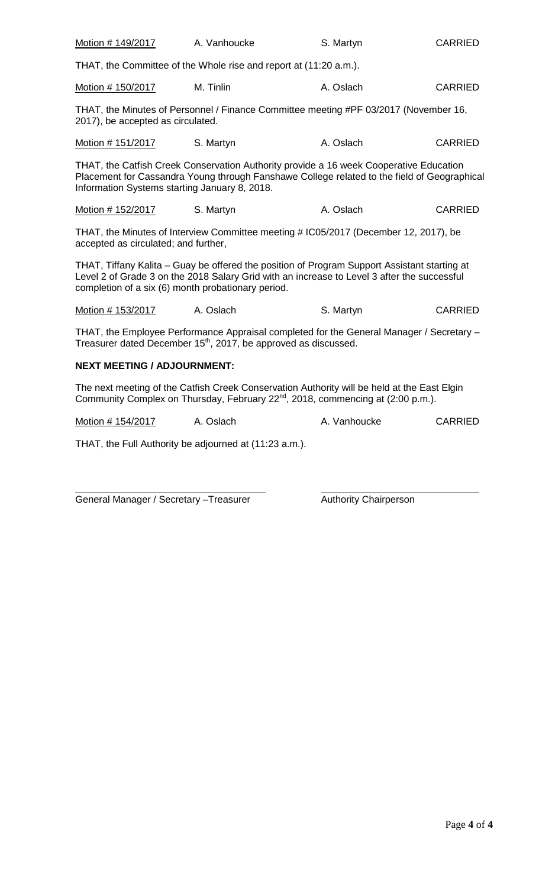| Motion # 149/2017 | A. Vanhoucke | S. Martyn | CARRIED |
|---|---|---|---|

THAT, the Committee of the Whole rise and report at (11:20 a.m.).

| Motion # 150/2017 | M. Tinlin | A. Oslach | CARRIED |
|---|---|---|---|

THAT, the Minutes of Personnel / Finance Committee meeting #PF 03/2017 (November 16, 2017), be accepted as circulated.

| Motion # 151/2017 | S. Martyn | A. Oslach | CARRIED |
|---|---|---|---|

THAT, the Catfish Creek Conservation Authority provide a 16 week Cooperative Education Placement for Cassandra Young through Fanshawe College related to the field of Geographical Information Systems starting January 8, 2018.

| Motion # 152/2017 | S. Martyn | A. Oslach | CARRIED |
|---|---|---|---|

THAT, the Minutes of Interview Committee meeting # IC05/2017 (December 12, 2017), be accepted as circulated; and further,

THAT, Tiffany Kalita – Guay be offered the position of Program Support Assistant starting at Level 2 of Grade 3 on the 2018 Salary Grid with an increase to Level 3 after the successful completion of a six (6) month probationary period.

| Motion # 153/2017 | A. Oslach | S. Martyn | CARRIED |
|---|---|---|---|

THAT, the Employee Performance Appraisal completed for the General Manager / Secretary – Treasurer dated December 15th, 2017, be approved as discussed.

**NEXT MEETING / ADJOURNMENT:**

The next meeting of the Catfish Creek Conservation Authority will be held at the East Elgin Community Complex on Thursday, February 22nd, 2018, commencing at (2:00 p.m.).

| Motion # 154/2017 | A. Oslach | A. Vanhoucke | CARRIED |
|---|---|---|---|

THAT, the Full Authority be adjourned at (11:23 a.m.).

General Manager / Secretary –Treasurer

Authority Chairperson